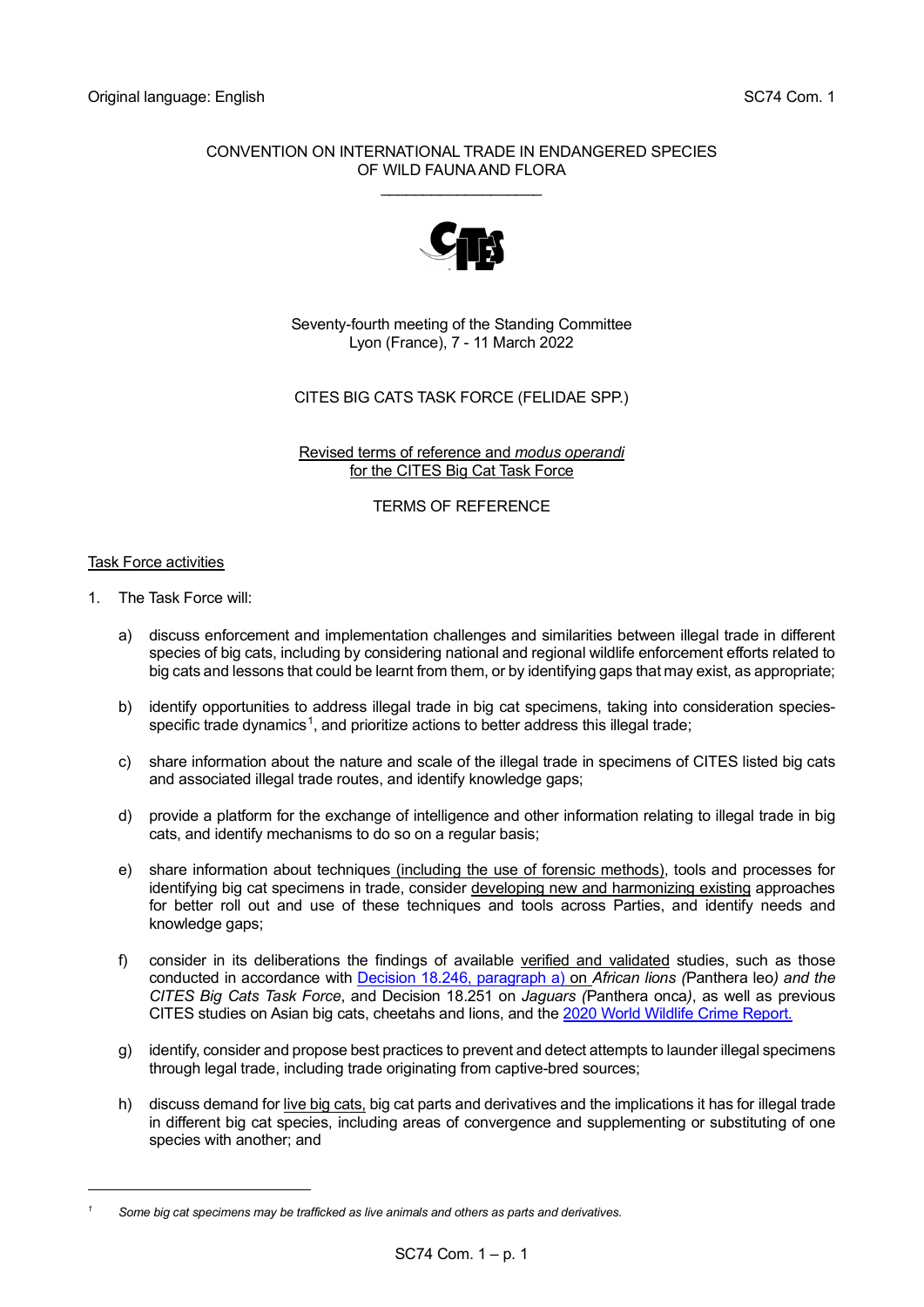Original language: English

SC74 Com. 1

CONVENTION ON INTERNATIONAL TRADE IN ENDANGERED SPECIES OF WILD FAUNA AND FLORA

\_\_\_\_\_\_\_\_\_\_\_\_\_\_\_\_\_\_\_

Seventy-fourth meeting of the Standing Committee
Lyon (France), 7 - 11 March 2022

CITES BIG CATS TASK FORCE (FELIDAE SPP.)

Revised terms of reference and *modus operandi* for the CITES Big Cat Task Force

TERMS OF REFERENCE

Task Force activities

1. The Task Force will:

   a) discuss enforcement and implementation challenges and similarities between illegal trade in different species of big cats, including by considering national and regional wildlife enforcement efforts related to big cats and lessons that could be learnt from them, or by identifying gaps that may exist, as appropriate;

   b) identify opportunities to address illegal trade in big cat specimens, taking into consideration species-specific trade dynamics[1], and prioritize actions to better address this illegal trade;

   c) share information about the nature and scale of the illegal trade in specimens of CITES listed big cats and associated illegal trade routes, and identify knowledge gaps;

   d) provide a platform for the exchange of intelligence and other information relating to illegal trade in big cats, and identify mechanisms to do so on a regular basis;

   e) share information about techniques (including the use of forensic methods), tools and processes for identifying big cat specimens in trade, consider developing new and harmonizing existing approaches for better roll out and use of these techniques and tools across Parties, and identify needs and knowledge gaps;

   f) consider in its deliberations the findings of available verified and validated studies, such as those conducted in accordance with Decision 18.246, paragraph a) on *African lions (*Panthera leo*) and the CITES Big Cats Task Force*, and Decision 18.251 on *Jaguars (*Panthera onca*)*, as well as previous CITES studies on Asian big cats, cheetahs and lions, and the 2020 World Wildlife Crime Report.

   g) identify, consider and propose best practices to prevent and detect attempts to launder illegal specimens through legal trade, including trade originating from captive-bred sources;

   h) discuss demand for live big cats, big cat parts and derivatives and the implications it has for illegal trade in different big cat species, including areas of convergence and supplementing or substituting of one species with another; and

---

[1] *Some big cat specimens may be trafficked as live animals and others as parts and derivatives.*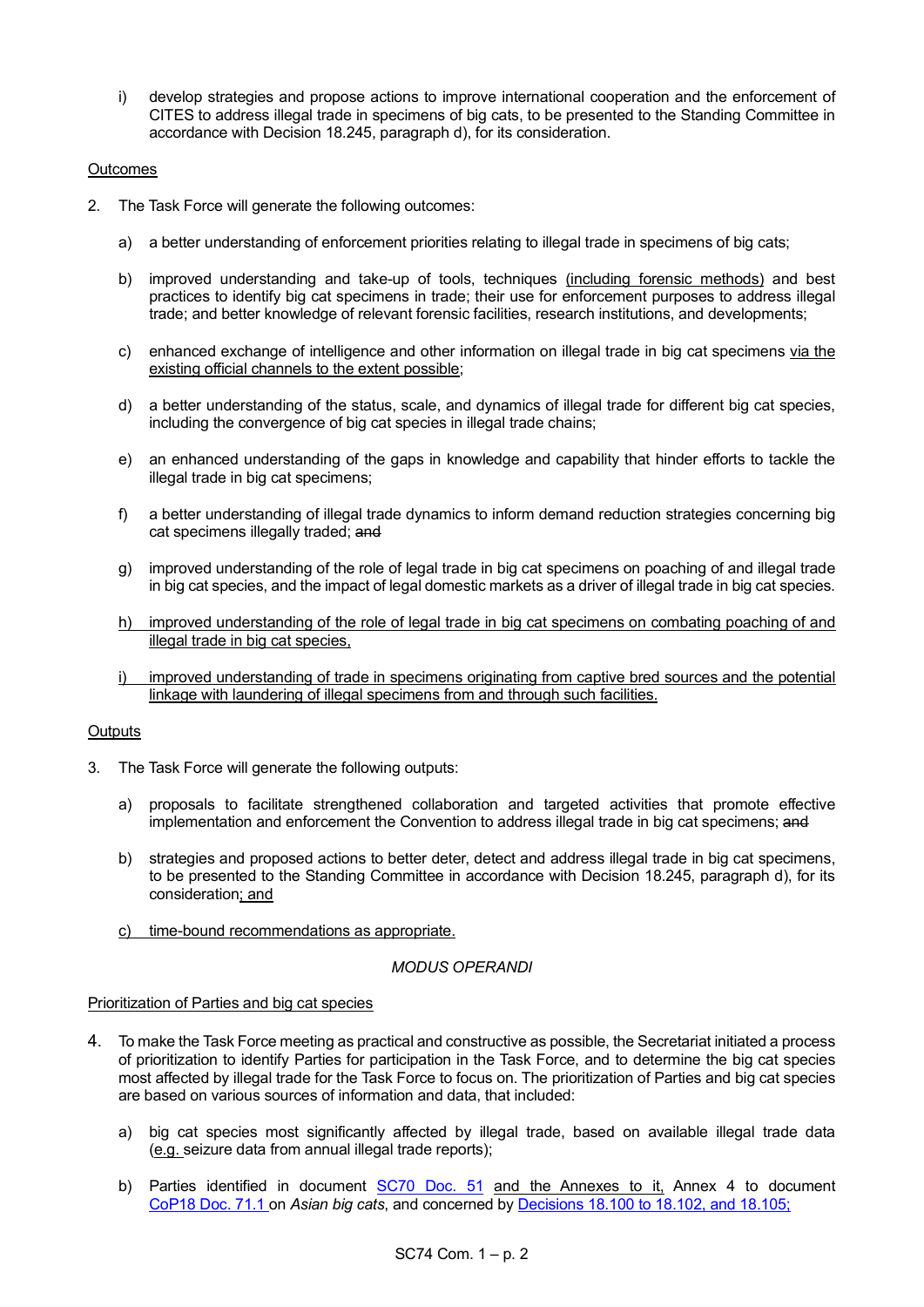i) develop strategies and propose actions to improve international cooperation and the enforcement of CITES to address illegal trade in specimens of big cats, to be presented to the Standing Committee in accordance with Decision 18.245, paragraph d), for its consideration.

Outcomes

2. The Task Force will generate the following outcomes:

   a) a better understanding of enforcement priorities relating to illegal trade in specimens of big cats;

   b) improved understanding and take-up of tools, techniques (including forensic methods) and best practices to identify big cat specimens in trade; their use for enforcement purposes to address illegal trade; and better knowledge of relevant forensic facilities, research institutions, and developments;

   c) enhanced exchange of intelligence and other information on illegal trade in big cat specimens via the existing official channels to the extent possible;

   d) a better understanding of the status, scale, and dynamics of illegal trade for different big cat species, including the convergence of big cat species in illegal trade chains;

   e) an enhanced understanding of the gaps in knowledge and capability that hinder efforts to tackle the illegal trade in big cat specimens;

   f) a better understanding of illegal trade dynamics to inform demand reduction strategies concerning big cat specimens illegally traded; ~~and~~

   g) improved understanding of the role of legal trade in big cat specimens on poaching of and illegal trade in big cat species, and the impact of legal domestic markets as a driver of illegal trade in big cat species.

   h) improved understanding of the role of legal trade in big cat specimens on combating poaching of and illegal trade in big cat species,

   i) improved understanding of trade in specimens originating from captive bred sources and the potential linkage with laundering of illegal specimens from and through such facilities.

Outputs

3. The Task Force will generate the following outputs:

   a) proposals to facilitate strengthened collaboration and targeted activities that promote effective implementation and enforcement the Convention to address illegal trade in big cat specimens; ~~and~~

   b) strategies and proposed actions to better deter, detect and address illegal trade in big cat specimens, to be presented to the Standing Committee in accordance with Decision 18.245, paragraph d), for its consideration; and

   c) time-bound recommendations as appropriate.

*MODUS OPERANDI*

Prioritization of Parties and big cat species

4. To make the Task Force meeting as practical and constructive as possible, the Secretariat initiated a process of prioritization to identify Parties for participation in the Task Force, and to determine the big cat species most affected by illegal trade for the Task Force to focus on. The prioritization of Parties and big cat species are based on various sources of information and data, that included:

   a) big cat species most significantly affected by illegal trade, based on available illegal trade data (e.g. seizure data from annual illegal trade reports);

   b) Parties identified in document SC70 Doc. 51 and the Annexes to it, Annex 4 to document CoP18 Doc. 71.1 on *Asian big cats*, and concerned by Decisions 18.100 to 18.102, and 18.105;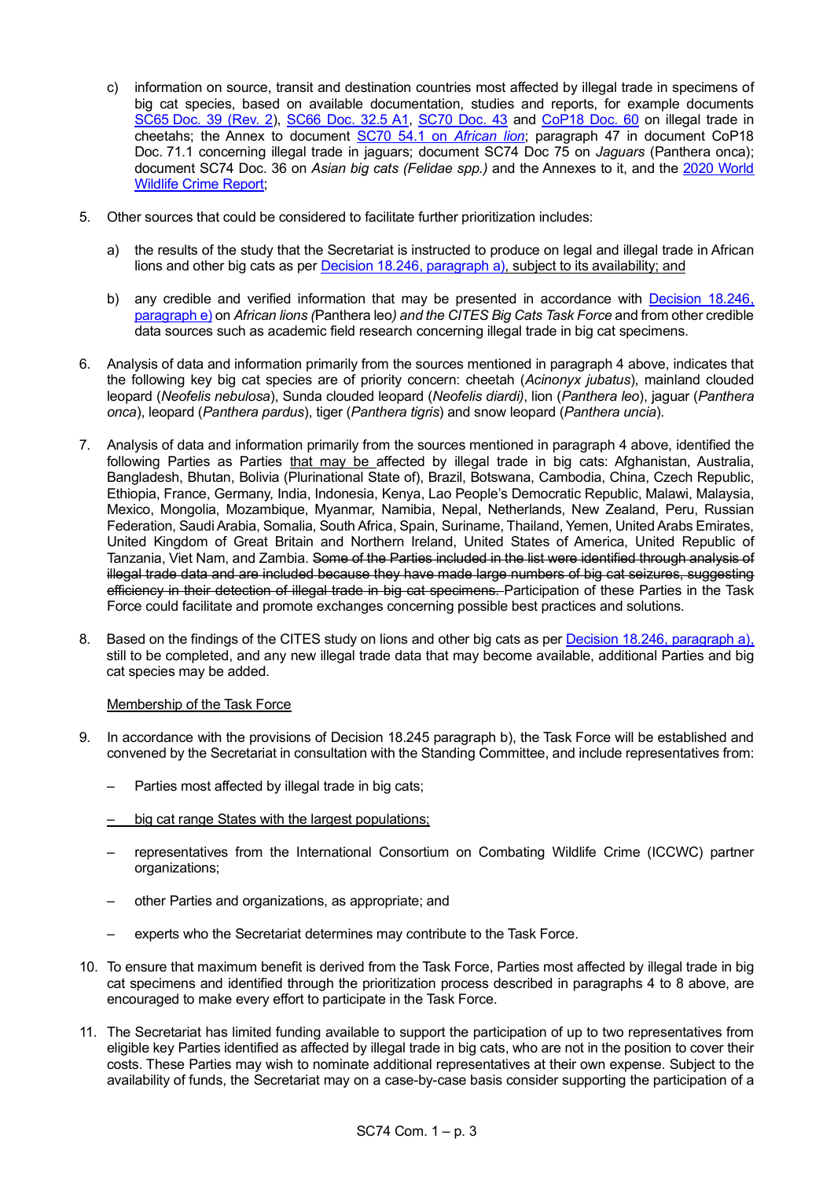c) information on source, transit and destination countries most affected by illegal trade in specimens of big cat species, based on available documentation, studies and reports, for example documents SC65 Doc. 39 (Rev. 2), SC66 Doc. 32.5 A1, SC70 Doc. 43 and CoP18 Doc. 60 on illegal trade in cheetahs; the Annex to document SC70 54.1 on *African lion*; paragraph 47 in document CoP18 Doc. 71.1 concerning illegal trade in jaguars; document SC74 Doc 75 on *Jaguars* (Panthera onca); document SC74 Doc. 36 on *Asian big cats (Felidae spp.)* and the Annexes to it, and the 2020 World Wildlife Crime Report;

5. Other sources that could be considered to facilitate further prioritization includes:

   a) the results of the study that the Secretariat is instructed to produce on legal and illegal trade in African lions and other big cats as per Decision 18.246, paragraph a), <u>subject to its availability; and</u>

   b) any credible and verified information that may be presented in accordance with Decision 18.246, paragraph e) on *African lions (*Panthera leo*) and the CITES Big Cats Task Force* and from other credible data sources such as academic field research concerning illegal trade in big cat specimens.

6. Analysis of data and information primarily from the sources mentioned in paragraph 4 above, indicates that the following key big cat species are of priority concern: cheetah (*Acinonyx jubatus*), mainland clouded leopard (*Neofelis nebulosa*), Sunda clouded leopard (*Neofelis diardi)*, lion (*Panthera leo*), jaguar (*Panthera onca*), leopard (*Panthera pardus*), tiger (*Panthera tigris*) and snow leopard (*Panthera uncia*).

7. Analysis of data and information primarily from the sources mentioned in paragraph 4 above, identified the following Parties as Parties <u>that may be</u> affected by illegal trade in big cats: Afghanistan, Australia, Bangladesh, Bhutan, Bolivia (Plurinational State of), Brazil, Botswana, Cambodia, China, Czech Republic, Ethiopia, France, Germany, India, Indonesia, Kenya, Lao People's Democratic Republic, Malawi, Malaysia, Mexico, Mongolia, Mozambique, Myanmar, Namibia, Nepal, Netherlands, New Zealand, Peru, Russian Federation, Saudi Arabia, Somalia, South Africa, Spain, Suriname, Thailand, Yemen, United Arabs Emirates, United Kingdom of Great Britain and Northern Ireland, United States of America, United Republic of Tanzania, Viet Nam, and Zambia. ~~Some of the Parties included in the list were identified through analysis of illegal trade data and are included because they have made large numbers of big cat seizures, suggesting efficiency in their detection of illegal trade in big cat specimens.~~ Participation of these Parties in the Task Force could facilitate and promote exchanges concerning possible best practices and solutions.

8. Based on the findings of the CITES study on lions and other big cats as per Decision 18.246, paragraph a), still to be completed, and any new illegal trade data that may become available, additional Parties and big cat species may be added.

<u>Membership of the Task Force</u>

9. In accordance with the provisions of Decision 18.245 paragraph b), the Task Force will be established and convened by the Secretariat in consultation with the Standing Committee, and include representatives from:

   – Parties most affected by illegal trade in big cats;

   – <u>big cat range States with the largest populations;</u>

   – representatives from the International Consortium on Combating Wildlife Crime (ICCWC) partner organizations;

   – other Parties and organizations, as appropriate; and

   – experts who the Secretariat determines may contribute to the Task Force.

10. To ensure that maximum benefit is derived from the Task Force, Parties most affected by illegal trade in big cat specimens and identified through the prioritization process described in paragraphs 4 to 8 above, are encouraged to make every effort to participate in the Task Force.

11. The Secretariat has limited funding available to support the participation of up to two representatives from eligible key Parties identified as affected by illegal trade in big cats, who are not in the position to cover their costs. These Parties may wish to nominate additional representatives at their own expense. Subject to the availability of funds, the Secretariat may on a case-by-case basis consider supporting the participation of a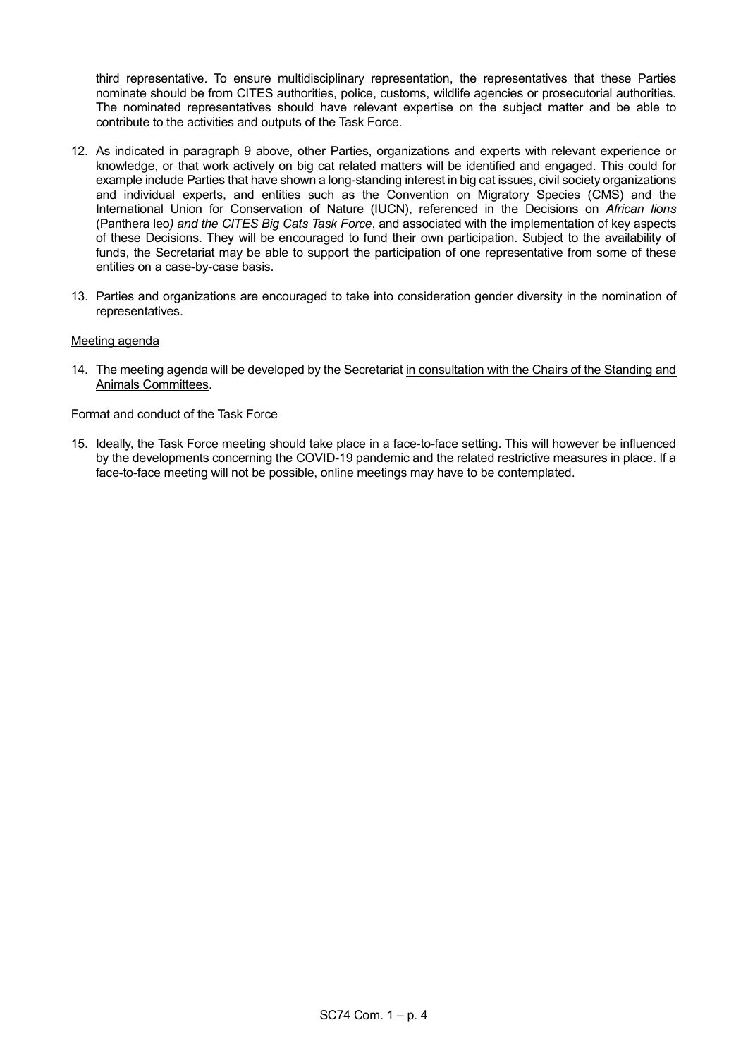third representative. To ensure multidisciplinary representation, the representatives that these Parties nominate should be from CITES authorities, police, customs, wildlife agencies or prosecutorial authorities. The nominated representatives should have relevant expertise on the subject matter and be able to contribute to the activities and outputs of the Task Force.

12. As indicated in paragraph 9 above, other Parties, organizations and experts with relevant experience or knowledge, or that work actively on big cat related matters will be identified and engaged. This could for example include Parties that have shown a long-standing interest in big cat issues, civil society organizations and individual experts, and entities such as the Convention on Migratory Species (CMS) and the International Union for Conservation of Nature (IUCN), referenced in the Decisions on *African lions* (Panthera leo*) and the CITES Big Cats Task Force*, and associated with the implementation of key aspects of these Decisions. They will be encouraged to fund their own participation. Subject to the availability of funds, the Secretariat may be able to support the participation of one representative from some of these entities on a case-by-case basis.

13. Parties and organizations are encouraged to take into consideration gender diversity in the nomination of representatives.

<u>Meeting agenda</u>

14. The meeting agenda will be developed by the Secretariat <u>in consultation with the Chairs of the Standing and Animals Committees</u>.

<u>Format and conduct of the Task Force</u>

15. Ideally, the Task Force meeting should take place in a face-to-face setting. This will however be influenced by the developments concerning the COVID-19 pandemic and the related restrictive measures in place. If a face-to-face meeting will not be possible, online meetings may have to be contemplated.